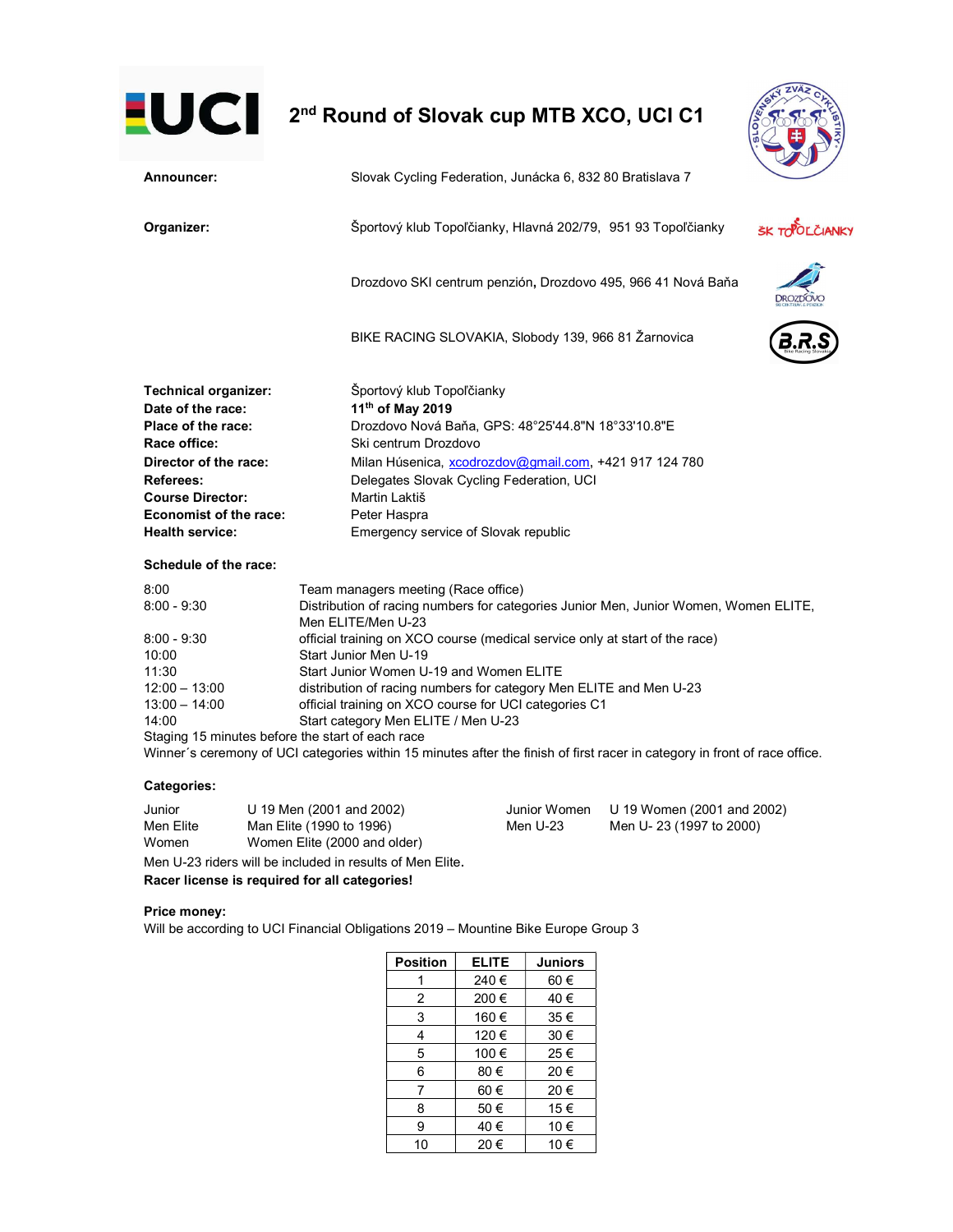# 2nd Round of Slovak cup MTB XCO, UCI C1

**Announcer:** Slovak Cycling Federation, Junácka 6, 832 80 Bratislava 7

**Organizer:** Športový klub Topoľčianky, Hlavná 202/79, 951 93 Topoľčianky

Drozdovo SKI centrum penzión, Drozdovo 495, 966 41 Nová Baňa

BIKE RACING SLOVAKIA, Slobody 139, 966 81 Žarnovica

**Technical organizer:** Športový klub Topoľčianky
**Date of the race:** **11th of May 2019**
**Place of the race:** Drozdovo Nová Baňa, GPS: 48°25'44.8"N 18°33'10.8"E
**Race office:** Ski centrum Drozdovo
**Director of the race:** Milan Húsenica, xcodrozdov@gmail.com, +421 917 124 780
**Referees:** Delegates Slovak Cycling Federation, UCI
**Course Director:** Martin Laktiš
**Economist of the race:** Peter Haspra
**Health service:** Emergency service of Slovak republic

**Schedule of the race:**

| | |
|---|---|
| 8:00 | Team managers meeting (Race office) |
| 8:00 - 9:30 | Distribution of racing numbers for categories Junior Men, Junior Women, Women ELITE, Men ELITE/Men U-23 |
| 8:00 - 9:30 | official training on XCO course (medical service only at start of the race) |
| 10:00 | Start Junior Men U-19 |
| 11:30 | Start Junior Women U-19 and Women ELITE |
| 12:00 – 13:00 | distribution of racing numbers for category Men ELITE and Men U-23 |
| 13:00 – 14:00 | official training on XCO course for UCI categories C1 |
| 14:00 | Start category Men ELITE / Men U-23 |

Staging 15 minutes before the start of each race
Winner´s ceremony of UCI categories within 15 minutes after the finish of first racer in category in front of race office.

**Categories:**

| | | | |
|---|---|---|---|
| Junior | U 19 Men (2001 and 2002) | Junior Women | U 19 Women (2001 and 2002) |
| Men Elite | Man Elite (1990 to 1996) | Men U-23 | Men U- 23 (1997 to 2000) |
| Women | Women Elite (2000 and older) | | |

Men U-23 riders will be included in results of Men Elite.
**Racer license is required for all categories!**

**Price money:**
Will be according to UCI Financial Obligations 2019 – Mountine Bike Europe Group 3

| Position | ELITE | Juniors |
|---|---|---|
| 1 | 240 € | 60 € |
| 2 | 200 € | 40 € |
| 3 | 160 € | 35 € |
| 4 | 120 € | 30 € |
| 5 | 100 € | 25 € |
| 6 | 80 € | 20 € |
| 7 | 60 € | 20 € |
| 8 | 50 € | 15 € |
| 9 | 40 € | 10 € |
| 10 | 20 € | 10 € |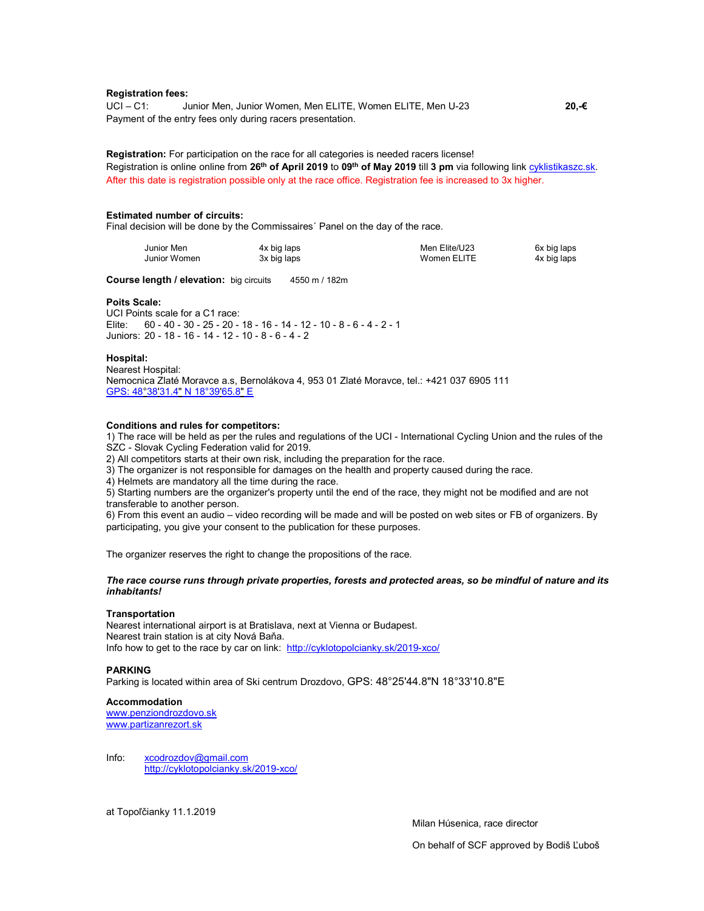**Registration fees:**

UCI – C1: Junior Men, Junior Women, Men ELITE, Women ELITE, Men U-23 **20,-€**

Payment of the entry fees only during racers presentation.

**Registration:** For participation on the race for all categories is needed racers license!

Registration is online online from **26th of April 2019** to **09th of May 2019** till **3 pm** via following link cyklistikaszc.sk.

After this date is registration possible only at the race office. Registration fee is increased to 3x higher.

**Estimated number of circuits:**

Final decision will be done by the Commissaires´ Panel on the day of the race.

| | | | |
|---|---|---|---|
| Junior Men | 4x big laps | Men Elite/U23 | 6x big laps |
| Junior Women | 3x big laps | Women ELITE | 4x big laps |

**Course length / elevation:** big circuits 4550 m / 182m

**Poits Scale:**

UCI Points scale for a C1 race:

Elite: 60 - 40 - 30 - 25 - 20 - 18 - 16 - 14 - 12 - 10 - 8 - 6 - 4 - 2 - 1

Juniors: 20 - 18 - 16 - 14 - 12 - 10 - 8 - 6 - 4 - 2

**Hospital:**

Nearest Hospital:

Nemocnica Zlaté Moravce a.s, Bernolákova 4, 953 01 Zlaté Moravce, tel.: +421 037 6905 111

GPS: 48°38'31.4" N 18°39'65.8" E

**Conditions and rules for competitors:**

1) The race will be held as per the rules and regulations of the UCI - International Cycling Union and the rules of the SZC - Slovak Cycling Federation valid for 2019.
2) All competitors starts at their own risk, including the preparation for the race.
3) The organizer is not responsible for damages on the health and property caused during the race.
4) Helmets are mandatory all the time during the race.
5) Starting numbers are the organizer's property until the end of the race, they might not be modified and are not transferable to another person.
6) From this event an audio – video recording will be made and will be posted on web sites or FB of organizers. By participating, you give your consent to the publication for these purposes.

The organizer reserves the right to change the propositions of the race.

***The race course runs through private properties, forests and protected areas, so be mindful of nature and its inhabitants!***

**Transportation**

Nearest international airport is at Bratislava, next at Vienna or Budapest.

Nearest train station is at city Nová Baňa.

Info how to get to the race by car on link: http://cyklotopolcianky.sk/2019-xco/

**PARKING**

Parking is located within area of Ski centrum Drozdovo, GPS: 48°25'44.8"N 18°33'10.8"E

**Accommodation**

www.penziondrozdovo.sk

www.partizanrezort.sk

Info: xcodrozdov@gmail.com

http://cyklotopolcianky.sk/2019-xco/

at Topoľčianky 11.1.2019

Milan Húsenica, race director

On behalf of SCF approved by Bodiš Ľuboš